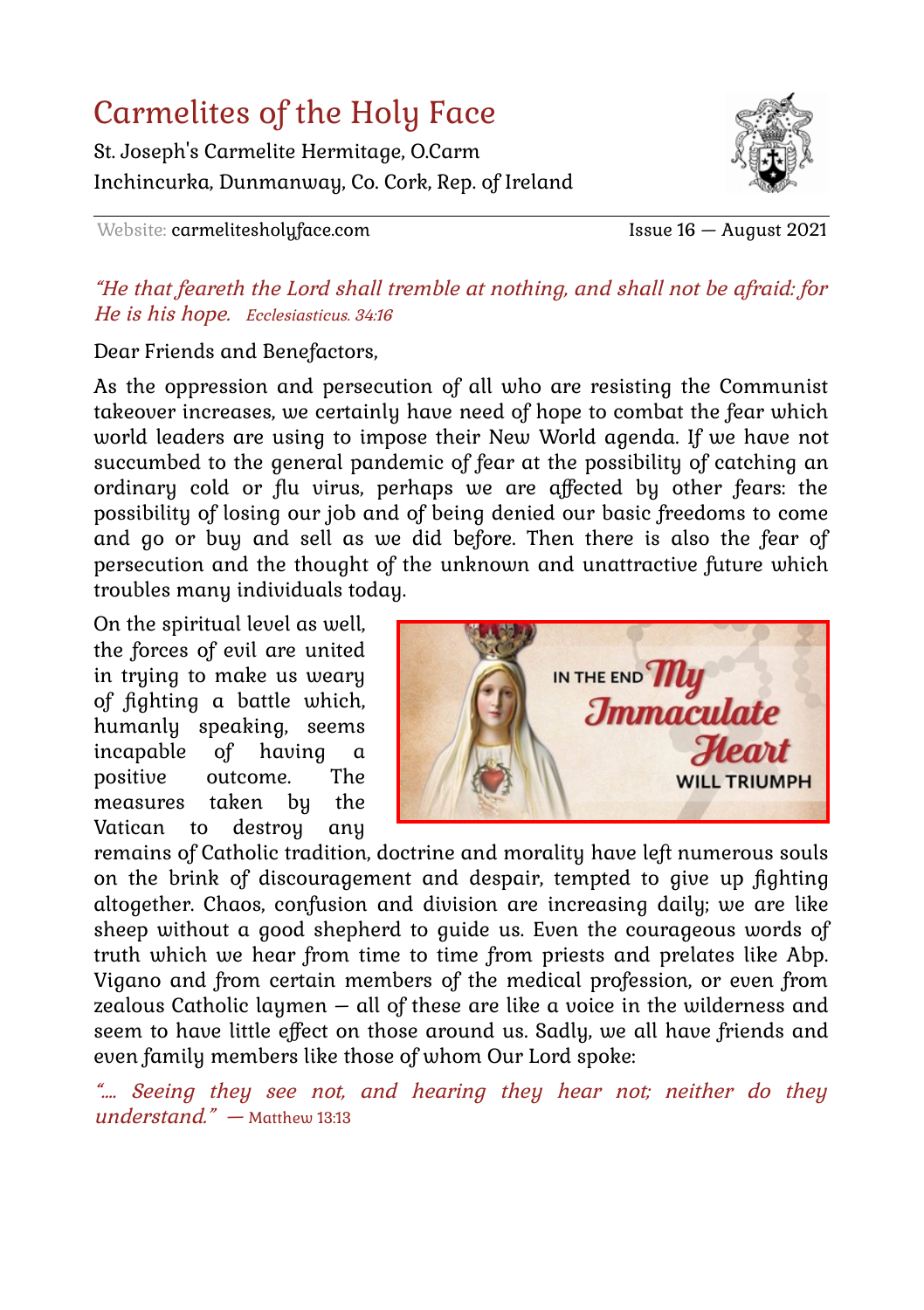# Carmelites of the Holy Face

St. Joseph's Carmelite Hermitage, O.Carm
Inchincurka, Dunmanway, Co. Cork, Rep. of Ireland

Website: carmelitesholyface.com

Issue 16 — August 2021

*"He that feareth the Lord shall tremble at nothing, and shall not be afraid: for He is his hope. Ecclesiasticus. 34:16*

Dear Friends and Benefactors,

As the oppression and persecution of all who are resisting the Communist takeover increases, we certainly have need of hope to combat the fear which world leaders are using to impose their New World agenda. If we have not succumbed to the general pandemic of fear at the possibility of catching an ordinary cold or flu virus, perhaps we are affected by other fears: the possibility of losing our job and of being denied our basic freedoms to come and go or buy and sell as we did before. Then there is also the fear of persecution and the thought of the unknown and unattractive future which troubles many individuals today.

On the spiritual level as well, the forces of evil are united in trying to make us weary of fighting a battle which, humanly speaking, seems incapable of having a positive outcome. The measures taken by the Vatican to destroy any remains of Catholic tradition, doctrine and morality have left numerous souls on the brink of discouragement and despair, tempted to give up fighting altogether. Chaos, confusion and division are increasing daily; we are like sheep without a good shepherd to guide us. Even the courageous words of truth which we hear from time to time from priests and prelates like Abp. Vigano and from certain members of the medical profession, or even from zealous Catholic laymen — all of these are like a voice in the wilderness and seem to have little effect on those around us. Sadly, we all have friends and even family members like those of whom Our Lord spoke:

*"…. Seeing they see not, and hearing they hear not; neither do they understand."* — Matthew 13:13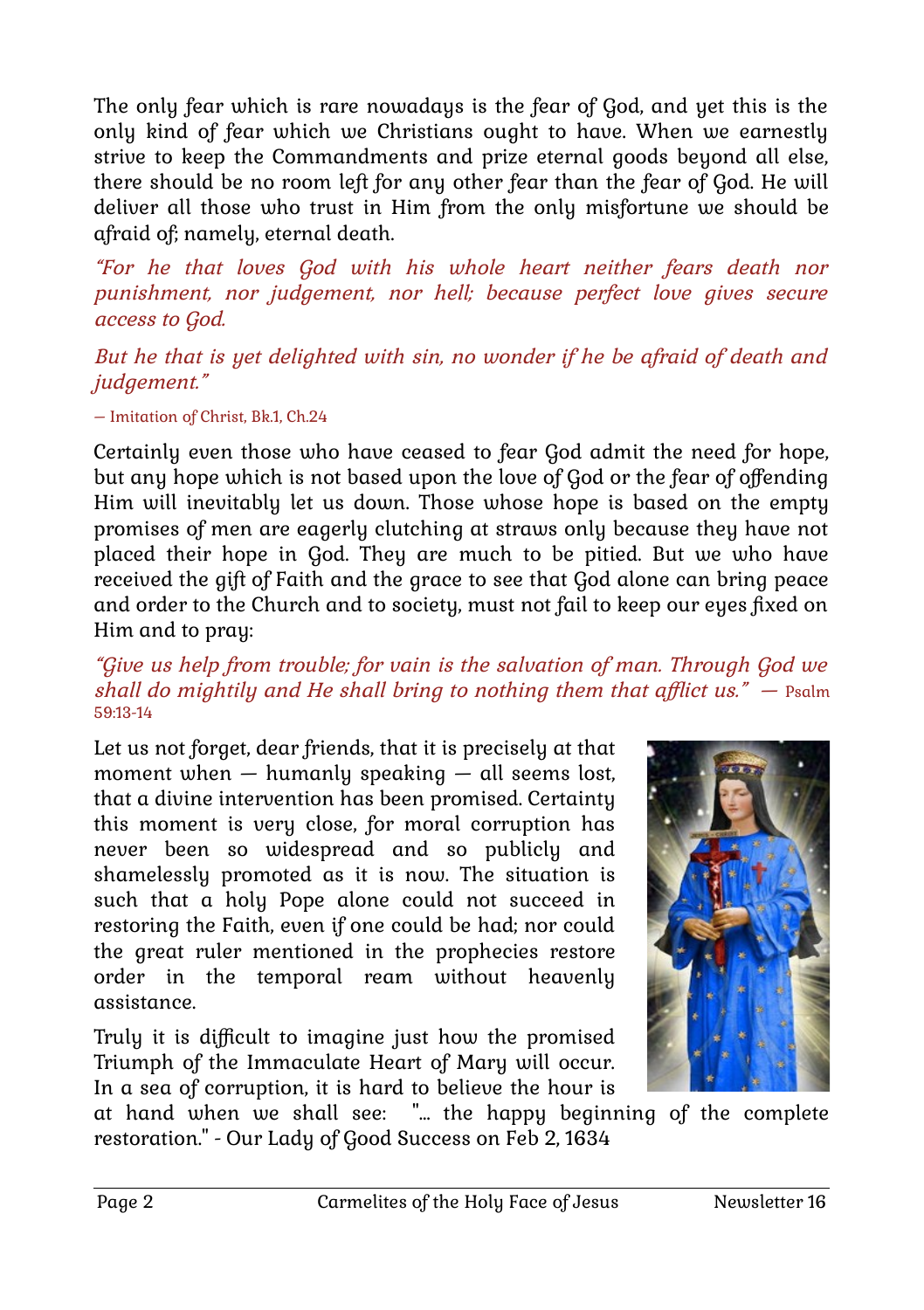The only fear which is rare nowadays is the fear of God, and yet this is the only kind of fear which we Christians ought to have. When we earnestly strive to keep the Commandments and prize eternal goods beyond all else, there should be no room left for any other fear than the fear of God. He will deliver all those who trust in Him from the only misfortune we should be afraid of; namely, eternal death.

*"For he that loves God with his whole heart neither fears death nor punishment, nor judgement, nor hell; because perfect love gives secure access to God.*

*But he that is yet delighted with sin, no wonder if he be afraid of death and judgement."*

— Imitation of Christ, Bk.1, Ch.24

Certainly even those who have ceased to fear God admit the need for hope, but any hope which is not based upon the love of God or the fear of offending Him will inevitably let us down. Those whose hope is based on the empty promises of men are eagerly clutching at straws only because they have not placed their hope in God. They are much to be pitied. But we who have received the gift of Faith and the grace to see that God alone can bring peace and order to the Church and to society, must not fail to keep our eyes fixed on Him and to pray:

*"Give us help from trouble; for vain is the salvation of man. Through God we shall do mightily and He shall bring to nothing them that afflict us."* — Psalm 59:13-14

Let us not forget, dear friends, that it is precisely at that moment when — humanly speaking — all seems lost, that a divine intervention has been promised. Certainty this moment is very close, for moral corruption has never been so widespread and so publicly and shamelessly promoted as it is now. The situation is such that a holy Pope alone could not succeed in restoring the Faith, even if one could be had; nor could the great ruler mentioned in the prophecies restore order in the temporal ream without heavenly assistance.

Truly it is difficult to imagine just how the promised Triumph of the Immaculate Heart of Mary will occur. In a sea of corruption, it is hard to believe the hour is at hand when we shall see: "... the happy beginning of the complete restoration." - Our Lady of Good Success on Feb 2, 1634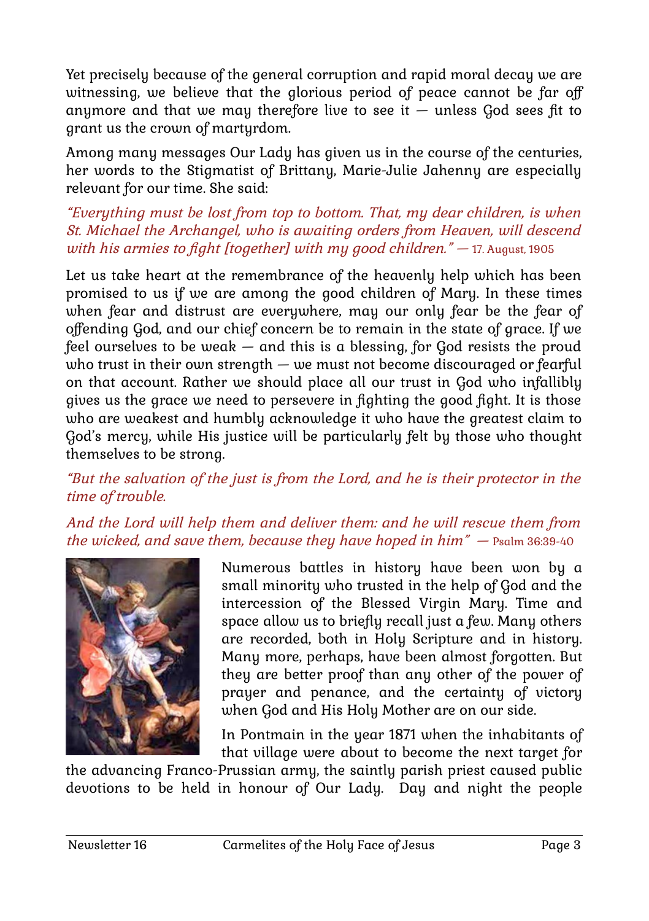Yet precisely because of the general corruption and rapid moral decay we are witnessing, we believe that the glorious period of peace cannot be far off anymore and that we may therefore live to see it — unless God sees fit to grant us the crown of martyrdom.

Among many messages Our Lady has given us in the course of the centuries, her words to the Stigmatist of Brittany, Marie-Julie Jahenny are especially relevant for our time. She said:

*"Everything must be lost from top to bottom. That, my dear children, is when St. Michael the Archangel, who is awaiting orders from Heaven, will descend with his armies to fight [together] with my good children."* — 17. August, 1905

Let us take heart at the remembrance of the heavenly help which has been promised to us if we are among the good children of Mary. In these times when fear and distrust are everywhere, may our only fear be the fear of offending God, and our chief concern be to remain in the state of grace. If we feel ourselves to be weak — and this is a blessing, for God resists the proud who trust in their own strength — we must not become discouraged or fearful on that account. Rather we should place all our trust in God who infallibly gives us the grace we need to persevere in fighting the good fight. It is those who are weakest and humbly acknowledge it who have the greatest claim to God's mercy, while His justice will be particularly felt by those who thought themselves to be strong.

*"But the salvation of the just is from the Lord, and he is their protector in the time of trouble.*

*And the Lord will help them and deliver them: and he will rescue them from the wicked, and save them, because they have hoped in him"* — Psalm 36:39-40

Numerous battles in history have been won by a small minority who trusted in the help of God and the intercession of the Blessed Virgin Mary. Time and space allow us to briefly recall just a few. Many others are recorded, both in Holy Scripture and in history. Many more, perhaps, have been almost forgotten. But they are better proof than any other of the power of prayer and penance, and the certainty of victory when God and His Holy Mother are on our side.

In Pontmain in the year 1871 when the inhabitants of that village were about to become the next target for the advancing Franco-Prussian army, the saintly parish priest caused public devotions to be held in honour of Our Lady. Day and night the people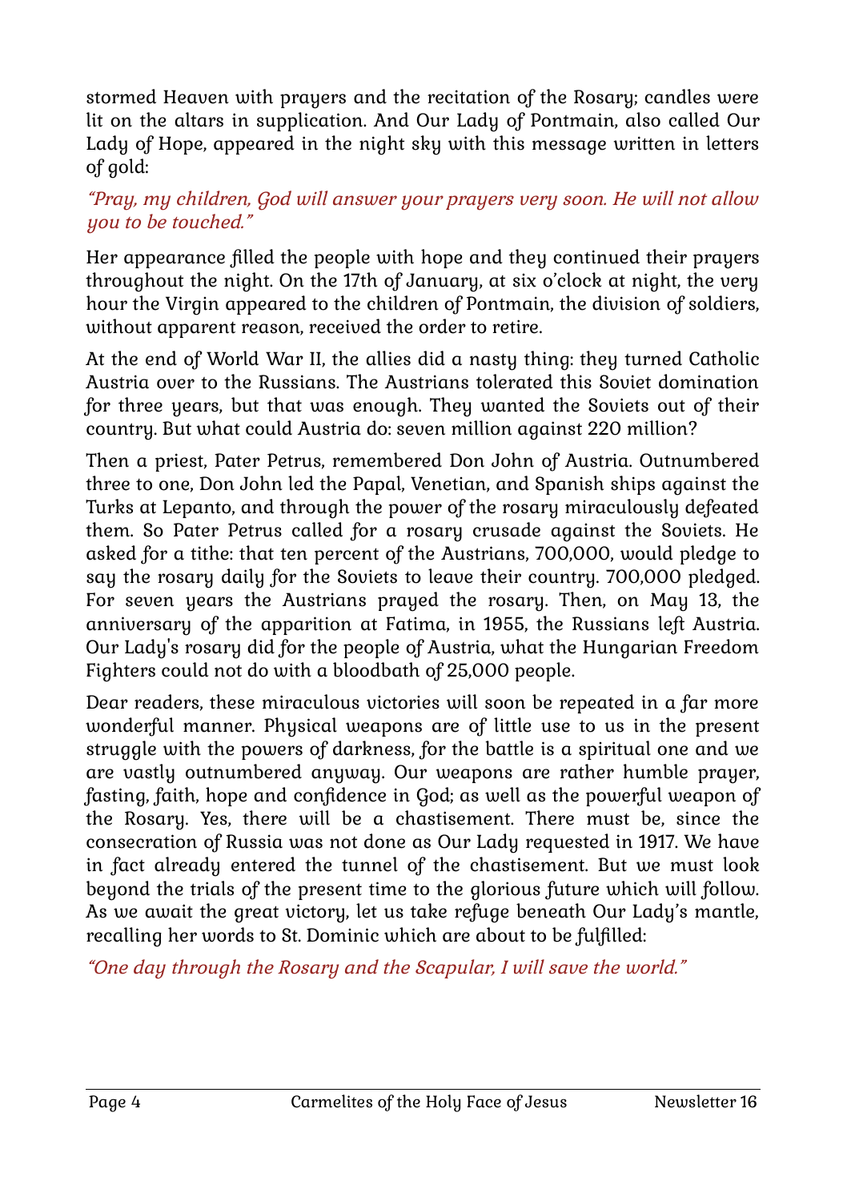stormed Heaven with prayers and the recitation of the Rosary; candles were lit on the altars in supplication. And Our Lady of Pontmain, also called Our Lady of Hope, appeared in the night sky with this message written in letters of gold:

*“Pray, my children, God will answer your prayers very soon. He will not allow you to be touched.”*

Her appearance filled the people with hope and they continued their prayers throughout the night. On the 17th of January, at six o’clock at night, the very hour the Virgin appeared to the children of Pontmain, the division of soldiers, without apparent reason, received the order to retire.

At the end of World War II, the allies did a nasty thing: they turned Catholic Austria over to the Russians. The Austrians tolerated this Soviet domination for three years, but that was enough. They wanted the Soviets out of their country. But what could Austria do: seven million against 220 million?

Then a priest, Pater Petrus, remembered Don John of Austria. Outnumbered three to one, Don John led the Papal, Venetian, and Spanish ships against the Turks at Lepanto, and through the power of the rosary miraculously defeated them. So Pater Petrus called for a rosary crusade against the Soviets. He asked for a tithe: that ten percent of the Austrians, 700,000, would pledge to say the rosary daily for the Soviets to leave their country. 700,000 pledged. For seven years the Austrians prayed the rosary. Then, on May 13, the anniversary of the apparition at Fatima, in 1955, the Russians left Austria. Our Lady's rosary did for the people of Austria, what the Hungarian Freedom Fighters could not do with a bloodbath of 25,000 people.

Dear readers, these miraculous victories will soon be repeated in a far more wonderful manner. Physical weapons are of little use to us in the present struggle with the powers of darkness, for the battle is a spiritual one and we are vastly outnumbered anyway. Our weapons are rather humble prayer, fasting, faith, hope and confidence in God; as well as the powerful weapon of the Rosary. Yes, there will be a chastisement. There must be, since the consecration of Russia was not done as Our Lady requested in 1917. We have in fact already entered the tunnel of the chastisement. But we must look beyond the trials of the present time to the glorious future which will follow. As we await the great victory, let us take refuge beneath Our Lady’s mantle, recalling her words to St. Dominic which are about to be fulfilled:

*“One day through the Rosary and the Scapular, I will save the world.”*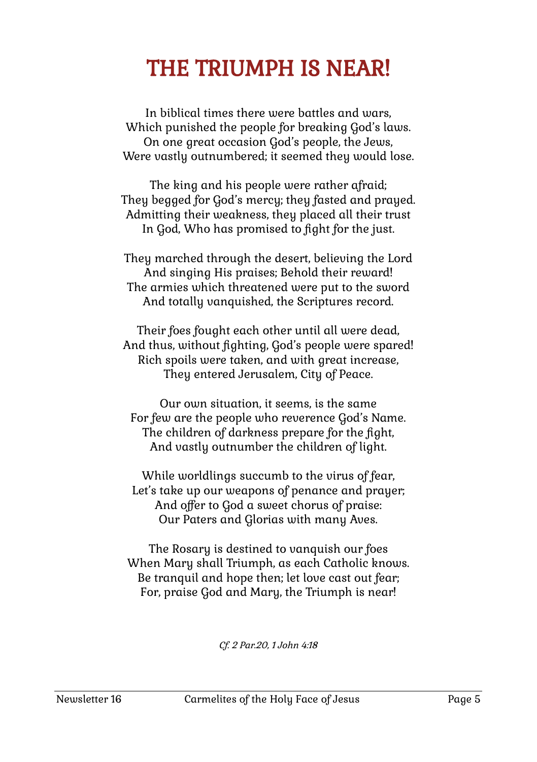# THE TRIUMPH IS NEAR!

In biblical times there were battles and wars,
Which punished the people for breaking God's laws.
On one great occasion God's people, the Jews,
Were vastly outnumbered; it seemed they would lose.

The king and his people were rather afraid;
They begged for God's mercy; they fasted and prayed.
Admitting their weakness, they placed all their trust
In God, Who has promised to fight for the just.

They marched through the desert, believing the Lord
And singing His praises; Behold their reward!
The armies which threatened were put to the sword
And totally vanquished, the Scriptures record.

Their foes fought each other until all were dead,
And thus, without fighting, God's people were spared!
Rich spoils were taken, and with great increase,
They entered Jerusalem, City of Peace.

Our own situation, it seems, is the same
For few are the people who reverence God's Name.
The children of darkness prepare for the fight,
And vastly outnumber the children of light.

While worldlings succumb to the virus of fear,
Let's take up our weapons of penance and prayer;
And offer to God a sweet chorus of praise:
Our Paters and Glorias with many Aves.

The Rosary is destined to vanquish our foes
When Mary shall Triumph, as each Catholic knows.
Be tranquil and hope then; let love cast out fear;
For, praise God and Mary, the Triumph is near!

*Cf. 2 Par.20, 1 John 4:18*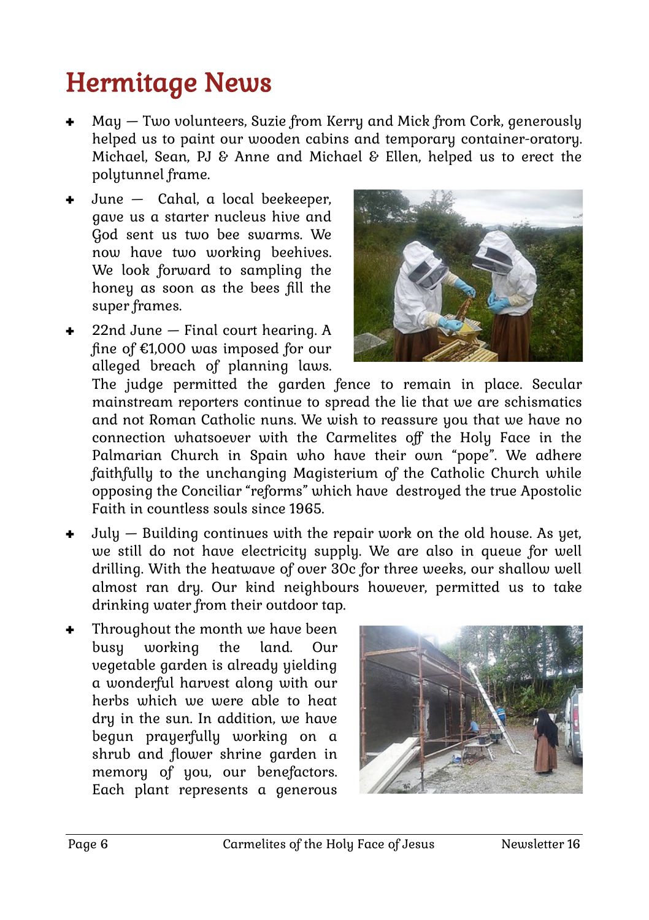# Hermitage News

- May — Two volunteers, Suzie from Kerry and Mick from Cork, generously helped us to paint our wooden cabins and temporary container-oratory. Michael, Sean, PJ & Anne and Michael & Ellen, helped us to erect the polytunnel frame.
- June — Cahal, a local beekeeper, gave us a starter nucleus hive and God sent us two bee swarms. We now have two working beehives. We look forward to sampling the honey as soon as the bees fill the super frames.
- 22nd June — Final court hearing. A fine of €1,000 was imposed for our alleged breach of planning laws. The judge permitted the garden fence to remain in place. Secular mainstream reporters continue to spread the lie that we are schismatics and not Roman Catholic nuns. We wish to reassure you that we have no connection whatsoever with the Carmelites off the Holy Face in the Palmarian Church in Spain who have their own "pope". We adhere faithfully to the unchanging Magisterium of the Catholic Church while opposing the Conciliar "reforms" which have destroyed the true Apostolic Faith in countless souls since 1965.
- July — Building continues with the repair work on the old house. As yet, we still do not have electricity supply. We are also in queue for well drilling. With the heatwave of over 30c for three weeks, our shallow well almost ran dry. Our kind neighbours however, permitted us to take drinking water from their outdoor tap.
- Throughout the month we have been busy working the land. Our vegetable garden is already yielding a wonderful harvest along with our herbs which we were able to heat dry in the sun. In addition, we have begun prayerfully working on a shrub and flower shrine garden in memory of you, our benefactors. Each plant represents a generous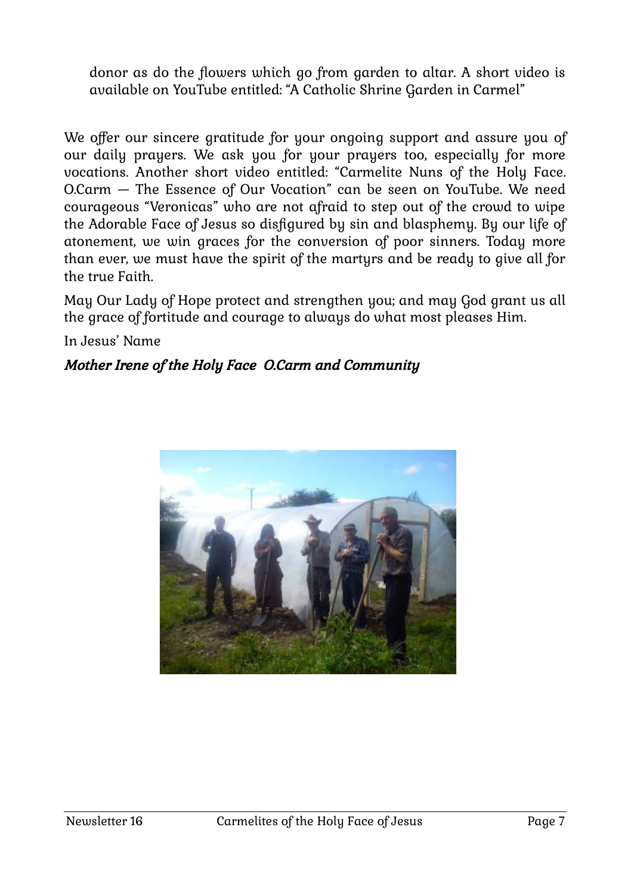donor as do the flowers which go from garden to altar. A short video is available on YouTube entitled: “A Catholic Shrine Garden in Carmel”

We offer our sincere gratitude for your ongoing support and assure you of our daily prayers. We ask you for your prayers too, especially for more vocations. Another short video entitled: “Carmelite Nuns of the Holy Face. O.Carm — The Essence of Our Vocation” can be seen on YouTube. We need courageous “Veronicas” who are not afraid to step out of the crowd to wipe the Adorable Face of Jesus so disfigured by sin and blasphemy. By our life of atonement, we win graces for the conversion of poor sinners. Today more than ever, we must have the spirit of the martyrs and be ready to give all for the true Faith.

May Our Lady of Hope protect and strengthen you; and may God grant us all the grace of fortitude and courage to always do what most pleases Him.

In Jesus’ Name

***Mother Irene of the Holy Face O.Carm and Community***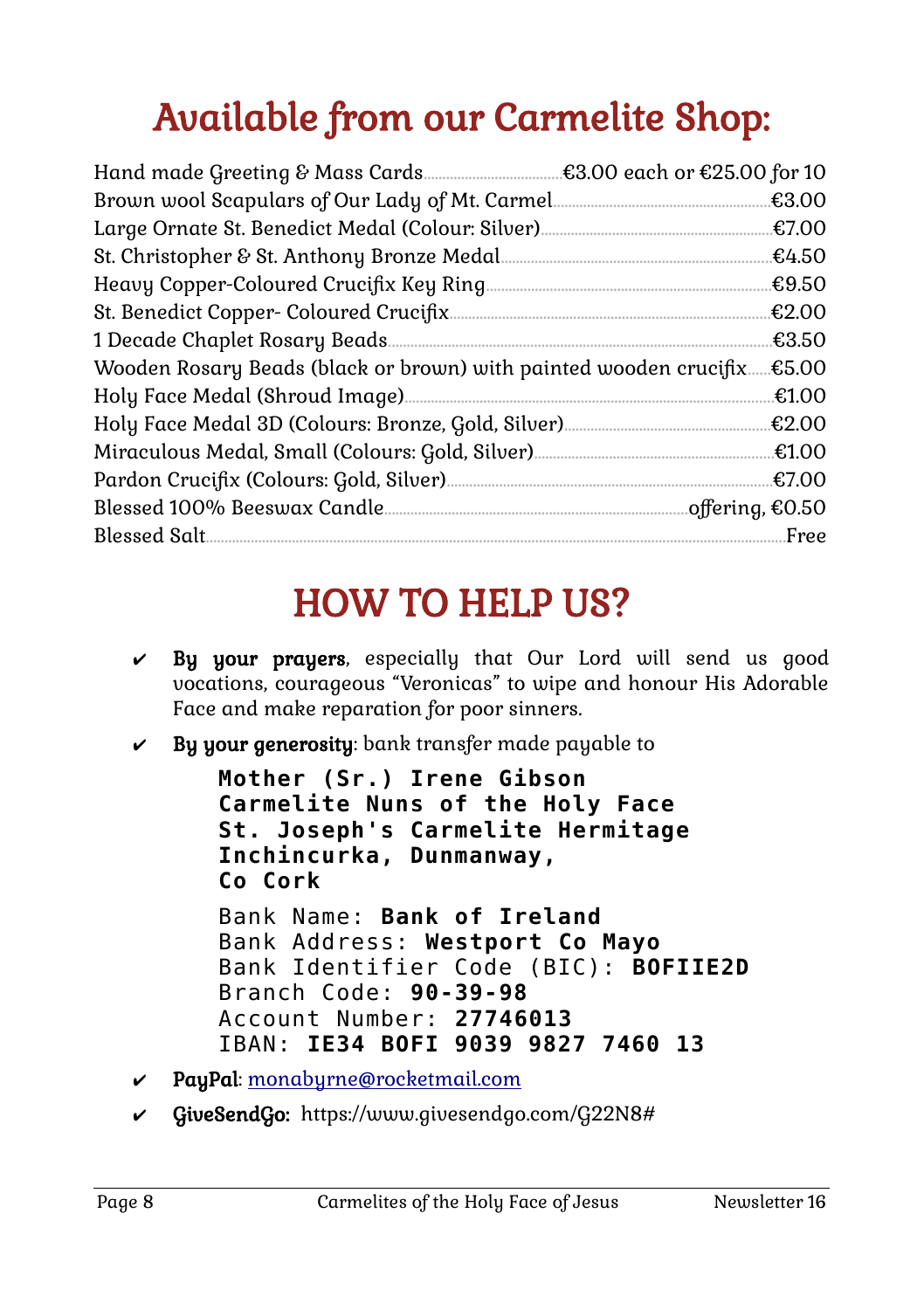# Available from our Carmelite Shop:

| | |
|---|---|
| Hand made Greeting & Mass Cards | €3.00 each or €25.00 for 10 |
| Brown wool Scapulars of Our Lady of Mt. Carmel | €3.00 |
| Large Ornate St. Benedict Medal (Colour: Silver) | €7.00 |
| St. Christopher & St. Anthony Bronze Medal | €4.50 |
| Heavy Copper-Coloured Crucifix Key Ring | €9.50 |
| St. Benedict Copper- Coloured Crucifix | €2.00 |
| 1 Decade Chaplet Rosary Beads | €3.50 |
| Wooden Rosary Beads (black or brown) with painted wooden crucifix | €5.00 |
| Holy Face Medal (Shroud Image) | €1.00 |
| Holy Face Medal 3D (Colours: Bronze, Gold, Silver) | €2.00 |
| Miraculous Medal, Small (Colours: Gold, Silver) | €1.00 |
| Pardon Crucifix (Colours: Gold, Silver) | €7.00 |
| Blessed 100% Beeswax Candle | offering, €0.50 |
| Blessed Salt | Free |

# HOW TO HELP US?

- ✔ **By your prayers**, especially that Our Lord will send us good vocations, courageous "Veronicas" to wipe and honour His Adorable Face and make reparation for poor sinners.
- ✔ **By your generosity**: bank transfer made payable to

  **Mother (Sr.) Irene Gibson**
  **Carmelite Nuns of the Holy Face**
  **St. Joseph's Carmelite Hermitage**
  **Inchincurka, Dunmanway,**
  **Co Cork**

  Bank Name: **Bank of Ireland**
  Bank Address: **Westport Co Mayo**
  Bank Identifier Code (BIC): **BOFIIE2D**
  Branch Code: **90-39-98**
  Account Number: **27746013**
  IBAN: **IE34 BOFI 9039 9827 7460 13**

- ✔ **PayPal**: monabyrne@rocketmail.com
- ✔ **GiveSendGo:** https://www.givesendgo.com/G22N8#